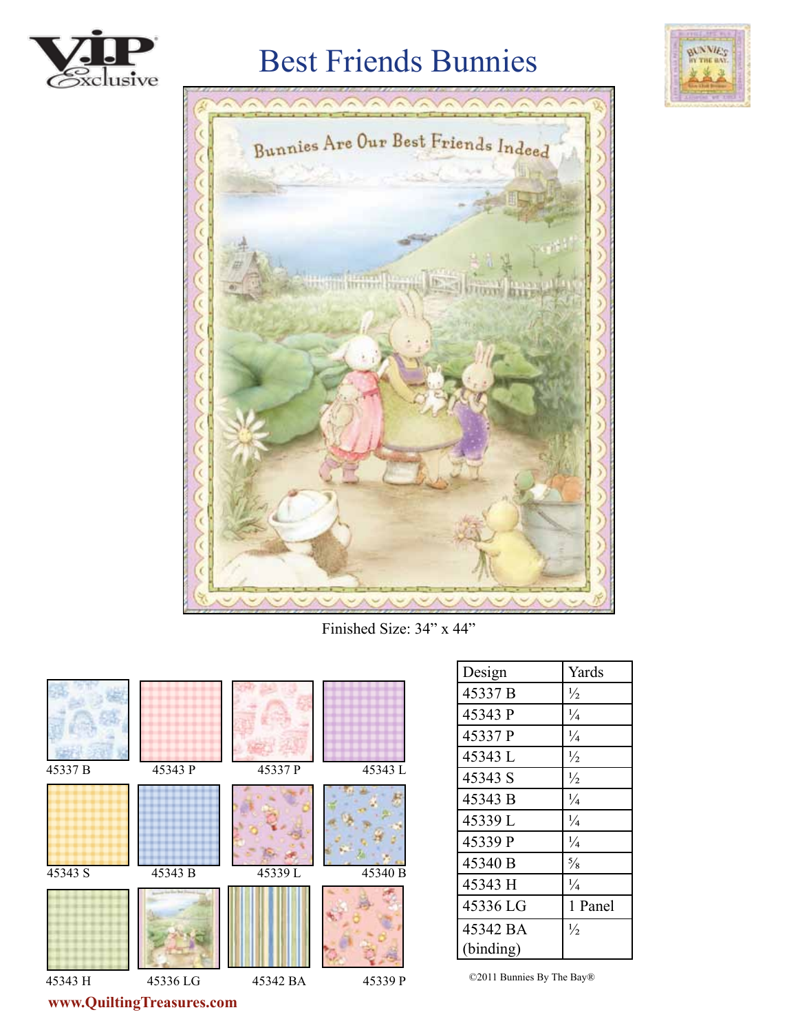# Best Friends Bunnies

Finished Size: 34" x 44"

45337 B

45343 P

45337 P

45343 L

45343 S

45343 B

45339 L

45340 B

45343 H

45336 LG

45342 BA

45339 P

| Design | Yards |
|---|---|
| 45337 B | ½ |
| 45343 P | ¼ |
| 45337 P | ¼ |
| 45343 L | ½ |
| 45343 S | ½ |
| 45343 B | ¼ |
| 45339 L | ¼ |
| 45339 P | ¼ |
| 45340 B | ⅝ |
| 45343 H | ¼ |
| 45336 LG | 1 Panel |
| 45342 BA (binding) | ½ |

©2011 Bunnies By The Bay®

www.QuiltingTreasures.com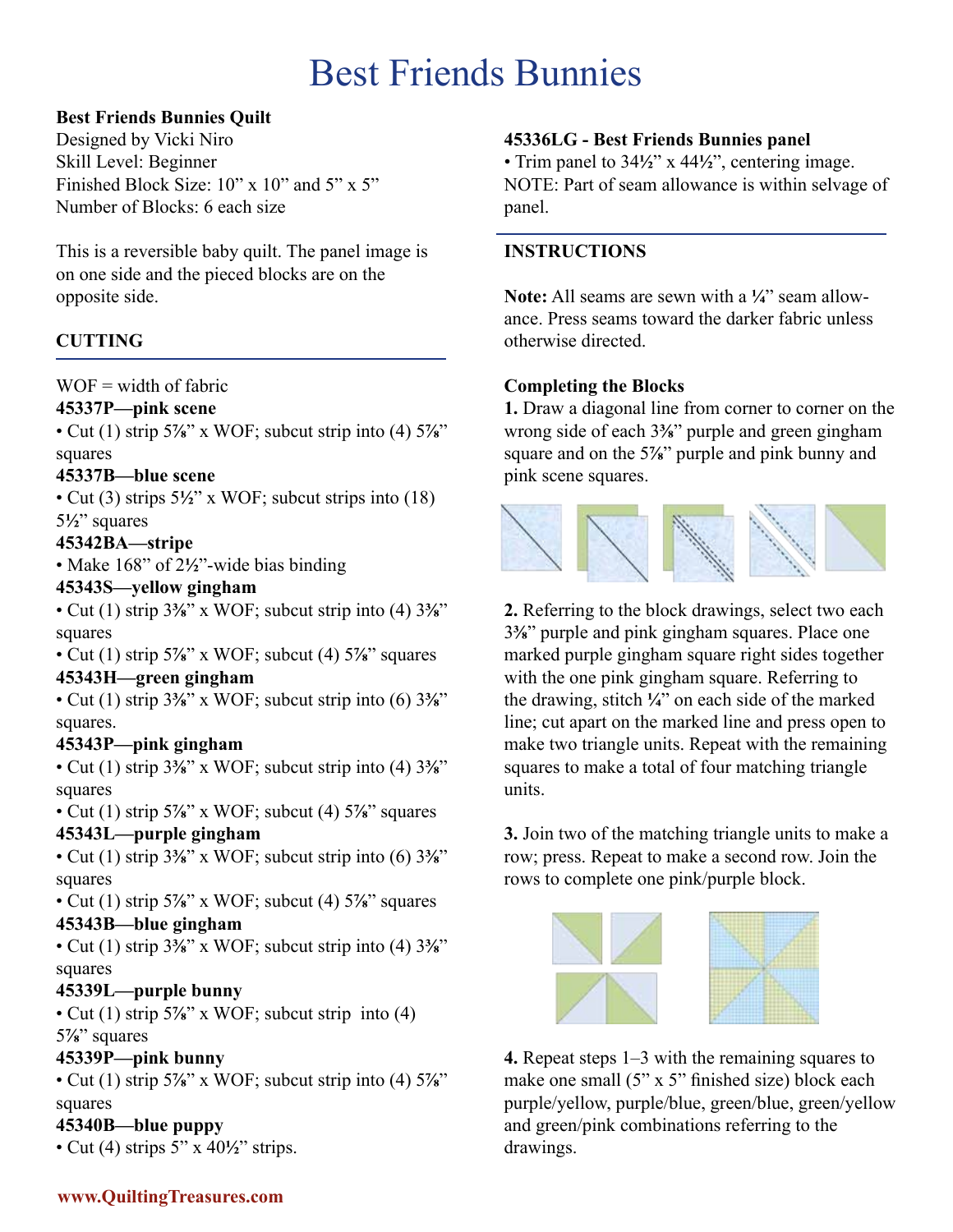# Best Friends Bunnies

**Best Friends Bunnies Quilt**
Designed by Vicki Niro
Skill Level: Beginner
Finished Block Size: 10" x 10" and 5" x 5"
Number of Blocks: 6 each size

This is a reversible baby quilt. The panel image is on one side and the pieced blocks are on the opposite side.

## CUTTING

WOF = width of fabric

**45337P—pink scene**
• Cut (1) strip 5⅞" x WOF; subcut strip into (4) 5⅞" squares

**45337B—blue scene**
• Cut (3) strips 5½" x WOF; subcut strips into (18) 5½" squares

**45342BA—stripe**
• Make 168" of 2½"-wide bias binding

**45343S—yellow gingham**
• Cut (1) strip 3⅜" x WOF; subcut strip into (4) 3⅜" squares
• Cut (1) strip 5⅞" x WOF; subcut (4) 5⅞" squares

**45343H—green gingham**
• Cut (1) strip 3⅜" x WOF; subcut strip into (6) 3⅜" squares.

**45343P—pink gingham**
• Cut (1) strip 3⅜" x WOF; subcut strip into (4) 3⅜" squares
• Cut (1) strip 5⅞" x WOF; subcut (4) 5⅞" squares

**45343L—purple gingham**
• Cut (1) strip 3⅜" x WOF; subcut strip into (6) 3⅜" squares
• Cut (1) strip 5⅞" x WOF; subcut (4) 5⅞" squares

**45343B—blue gingham**
• Cut (1) strip 3⅜" x WOF; subcut strip into (4) 3⅜" squares

**45339L—purple bunny**
• Cut (1) strip 5⅞" x WOF; subcut strip into (4) 5⅞" squares

**45339P—pink bunny**
• Cut (1) strip 5⅞" x WOF; subcut strip into (4) 5⅞" squares

**45340B—blue puppy**
• Cut (4) strips 5" x 40½" strips.

**45336LG - Best Friends Bunnies panel**
• Trim panel to 34½" x 44½", centering image. NOTE: Part of seam allowance is within selvage of panel.

## INSTRUCTIONS

**Note:** All seams are sewn with a ¼" seam allowance. Press seams toward the darker fabric unless otherwise directed.

**Completing the Blocks**

**1.** Draw a diagonal line from corner to corner on the wrong side of each 3⅜" purple and green gingham square and on the 5⅞" purple and pink bunny and pink scene squares.

**2.** Referring to the block drawings, select two each 3⅜" purple and pink gingham squares. Place one marked purple gingham square right sides together with the one pink gingham square. Referring to the drawing, stitch ¼" on each side of the marked line; cut apart on the marked line and press open to make two triangle units. Repeat with the remaining squares to make a total of four matching triangle units.

**3.** Join two of the matching triangle units to make a row; press. Repeat to make a second row. Join the rows to complete one pink/purple block.

**4.** Repeat steps 1–3 with the remaining squares to make one small (5" x 5" finished size) block each purple/yellow, purple/blue, green/blue, green/yellow and green/pink combinations referring to the drawings.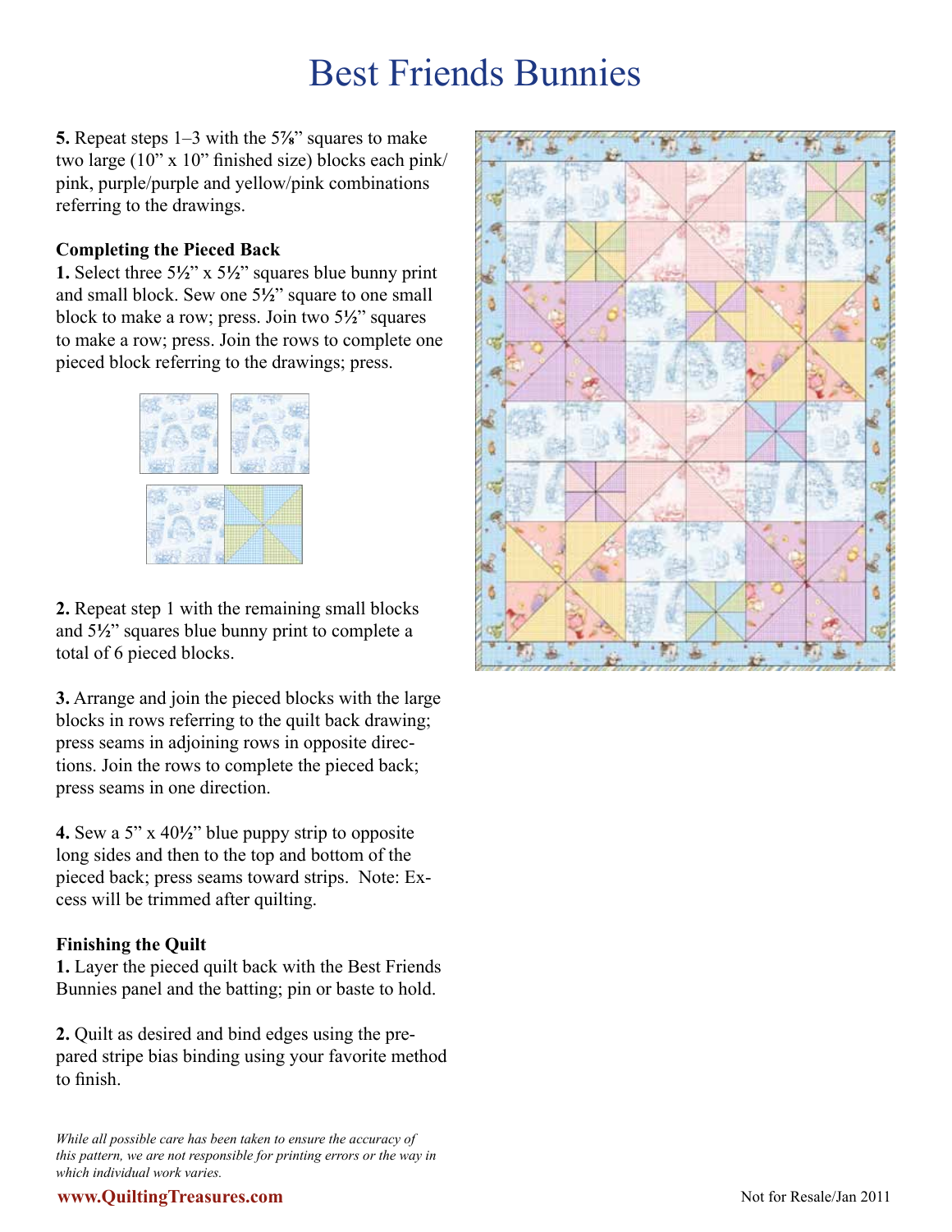# Best Friends Bunnies

**5.** Repeat steps 1–3 with the 5⅞" squares to make two large (10" x 10" finished size) blocks each pink/pink, purple/purple and yellow/pink combinations referring to the drawings.

### Completing the Pieced Back

**1.** Select three 5½" x 5½" squares blue bunny print and small block. Sew one 5½" square to one small block to make a row; press. Join two 5½" squares to make a row; press. Join the rows to complete one pieced block referring to the drawings; press.

**2.** Repeat step 1 with the remaining small blocks and 5½" squares blue bunny print to complete a total of 6 pieced blocks.

**3.** Arrange and join the pieced blocks with the large blocks in rows referring to the quilt back drawing; press seams in adjoining rows in opposite directions. Join the rows to complete the pieced back; press seams in one direction.

**4.** Sew a 5" x 40½" blue puppy strip to opposite long sides and then to the top and bottom of the pieced back; press seams toward strips. Note: Excess will be trimmed after quilting.

### Finishing the Quilt

**1.** Layer the pieced quilt back with the Best Friends Bunnies panel and the batting; pin or baste to hold.

**2.** Quilt as desired and bind edges using the prepared stripe bias binding using your favorite method to finish.

*While all possible care has been taken to ensure the accuracy of this pattern, we are not responsible for printing errors or the way in which individual work varies.*

**www.QuiltingTreasures.com**

Not for Resale/Jan 2011